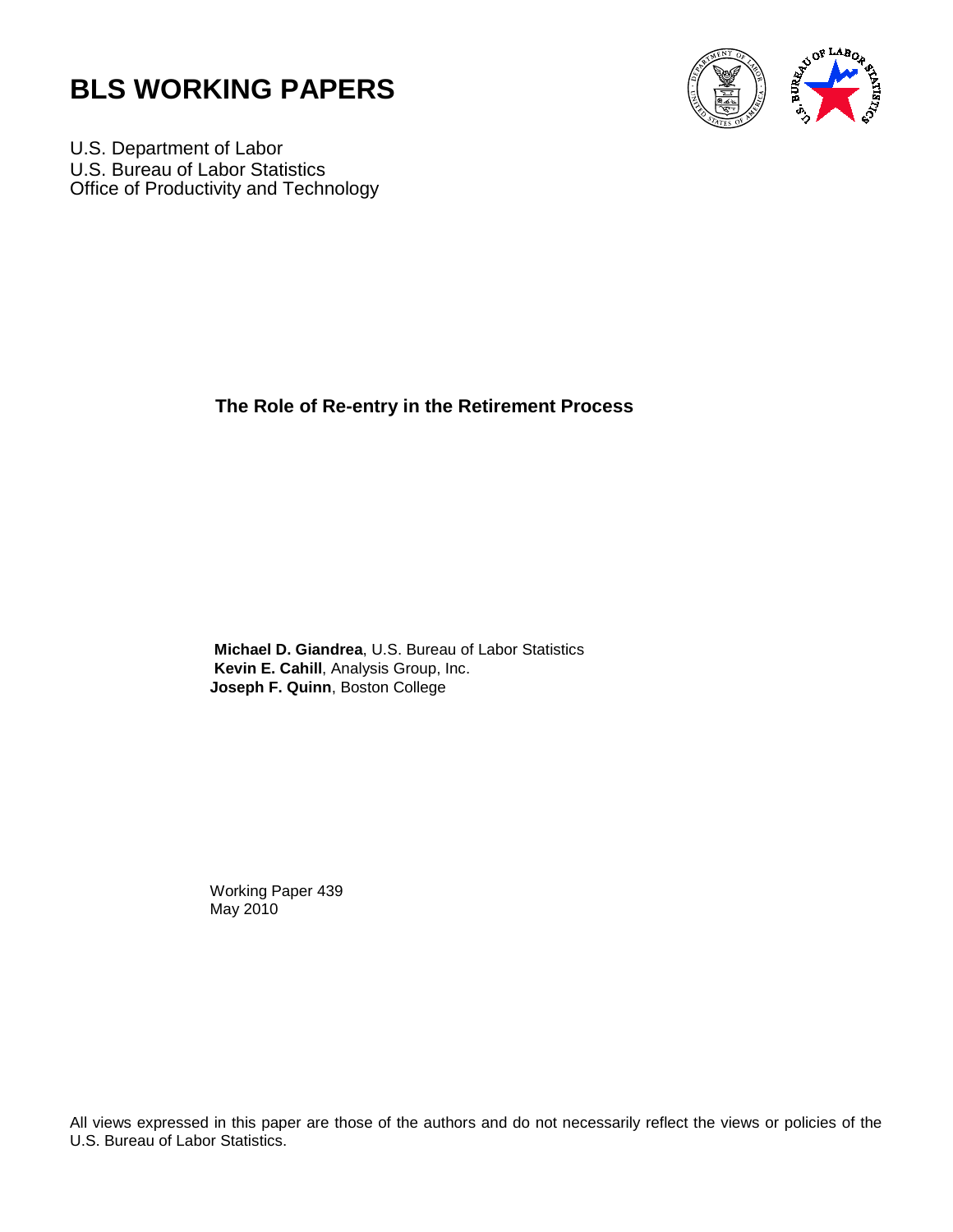# BLS WORKING PAPERS

U.S. Department of Labor
U.S. Bureau of Labor Statistics
Office of Productivity and Technology

## The Role of Re-entry in the Retirement Process

**Michael D. Giandrea**, U.S. Bureau of Labor Statistics
**Kevin E. Cahill**, Analysis Group, Inc.
**Joseph F. Quinn**, Boston College

Working Paper 439
May 2010

All views expressed in this paper are those of the authors and do not necessarily reflect the views or policies of the U.S. Bureau of Labor Statistics.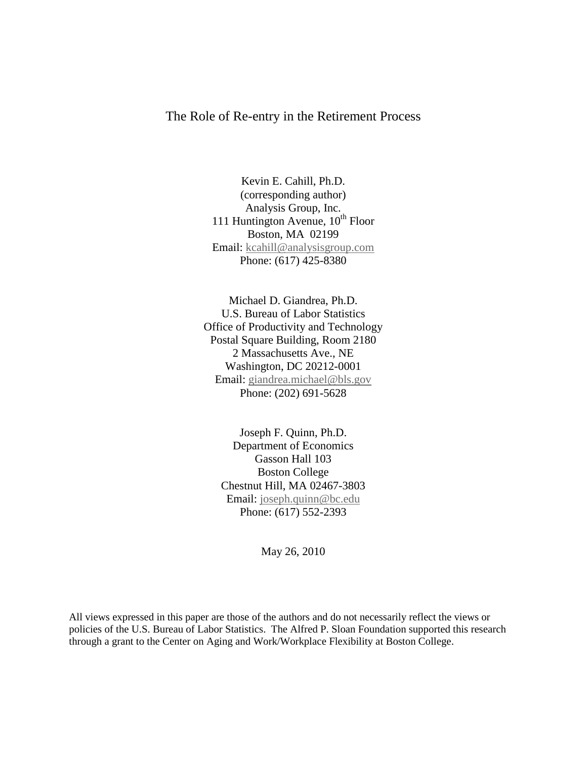# The Role of Re-entry in the Retirement Process

Kevin E. Cahill, Ph.D.
(corresponding author)
Analysis Group, Inc.
111 Huntington Avenue, 10th Floor
Boston, MA 02199
Email: kcahill@analysisgroup.com
Phone: (617) 425-8380

Michael D. Giandrea, Ph.D.
U.S. Bureau of Labor Statistics
Office of Productivity and Technology
Postal Square Building, Room 2180
2 Massachusetts Ave., NE
Washington, DC 20212-0001
Email: giandrea.michael@bls.gov
Phone: (202) 691-5628

Joseph F. Quinn, Ph.D.
Department of Economics
Gasson Hall 103
Boston College
Chestnut Hill, MA 02467-3803
Email: joseph.quinn@bc.edu
Phone: (617) 552-2393

May 26, 2010

All views expressed in this paper are those of the authors and do not necessarily reflect the views or policies of the U.S. Bureau of Labor Statistics. The Alfred P. Sloan Foundation supported this research through a grant to the Center on Aging and Work/Workplace Flexibility at Boston College.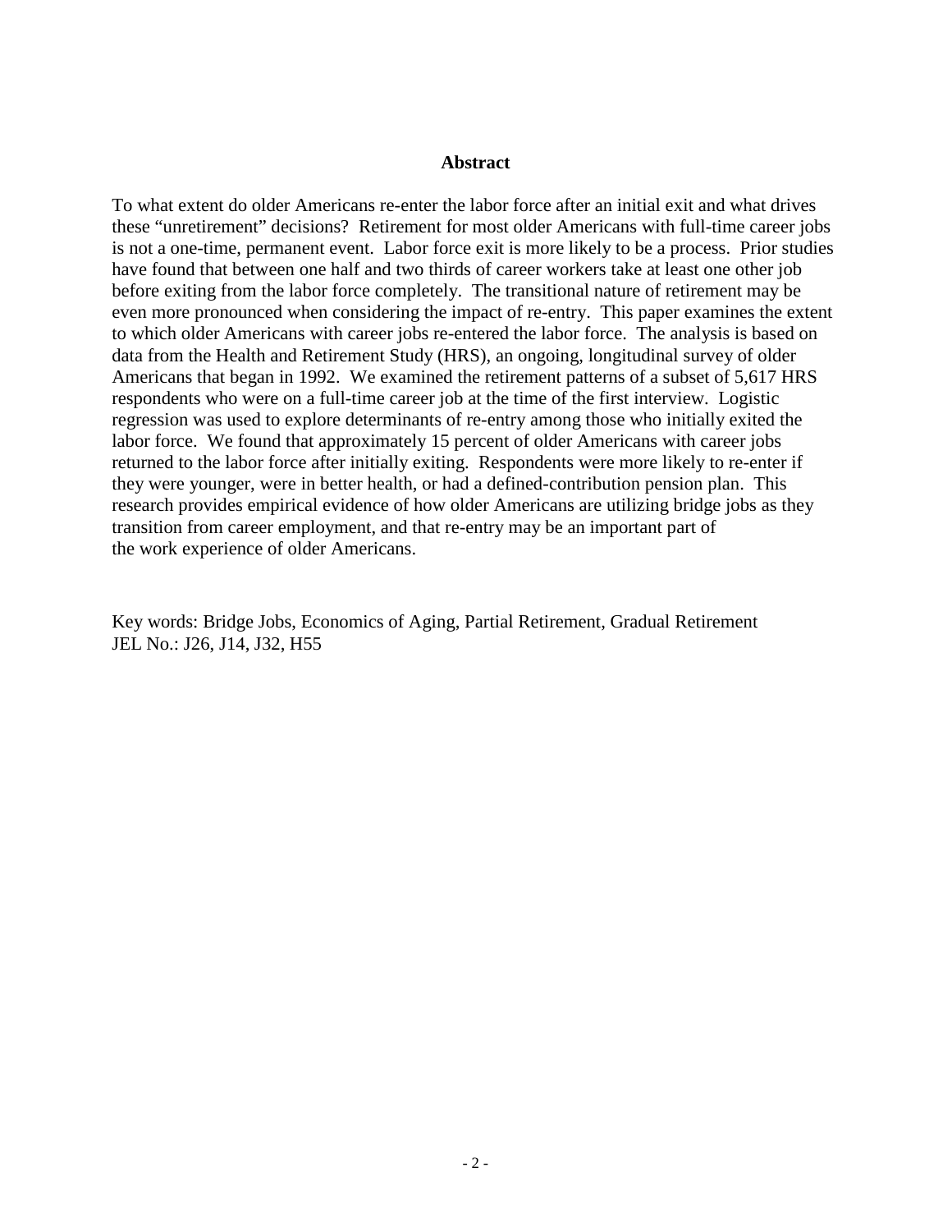## Abstract

To what extent do older Americans re-enter the labor force after an initial exit and what drives these "unretirement" decisions? Retirement for most older Americans with full-time career jobs is not a one-time, permanent event. Labor force exit is more likely to be a process. Prior studies have found that between one half and two thirds of career workers take at least one other job before exiting from the labor force completely. The transitional nature of retirement may be even more pronounced when considering the impact of re-entry. This paper examines the extent to which older Americans with career jobs re-entered the labor force. The analysis is based on data from the Health and Retirement Study (HRS), an ongoing, longitudinal survey of older Americans that began in 1992. We examined the retirement patterns of a subset of 5,617 HRS respondents who were on a full-time career job at the time of the first interview. Logistic regression was used to explore determinants of re-entry among those who initially exited the labor force. We found that approximately 15 percent of older Americans with career jobs returned to the labor force after initially exiting. Respondents were more likely to re-enter if they were younger, were in better health, or had a defined-contribution pension plan. This research provides empirical evidence of how older Americans are utilizing bridge jobs as they transition from career employment, and that re-entry may be an important part of the work experience of older Americans.

Key words: Bridge Jobs, Economics of Aging, Partial Retirement, Gradual Retirement
JEL No.: J26, J14, J32, H55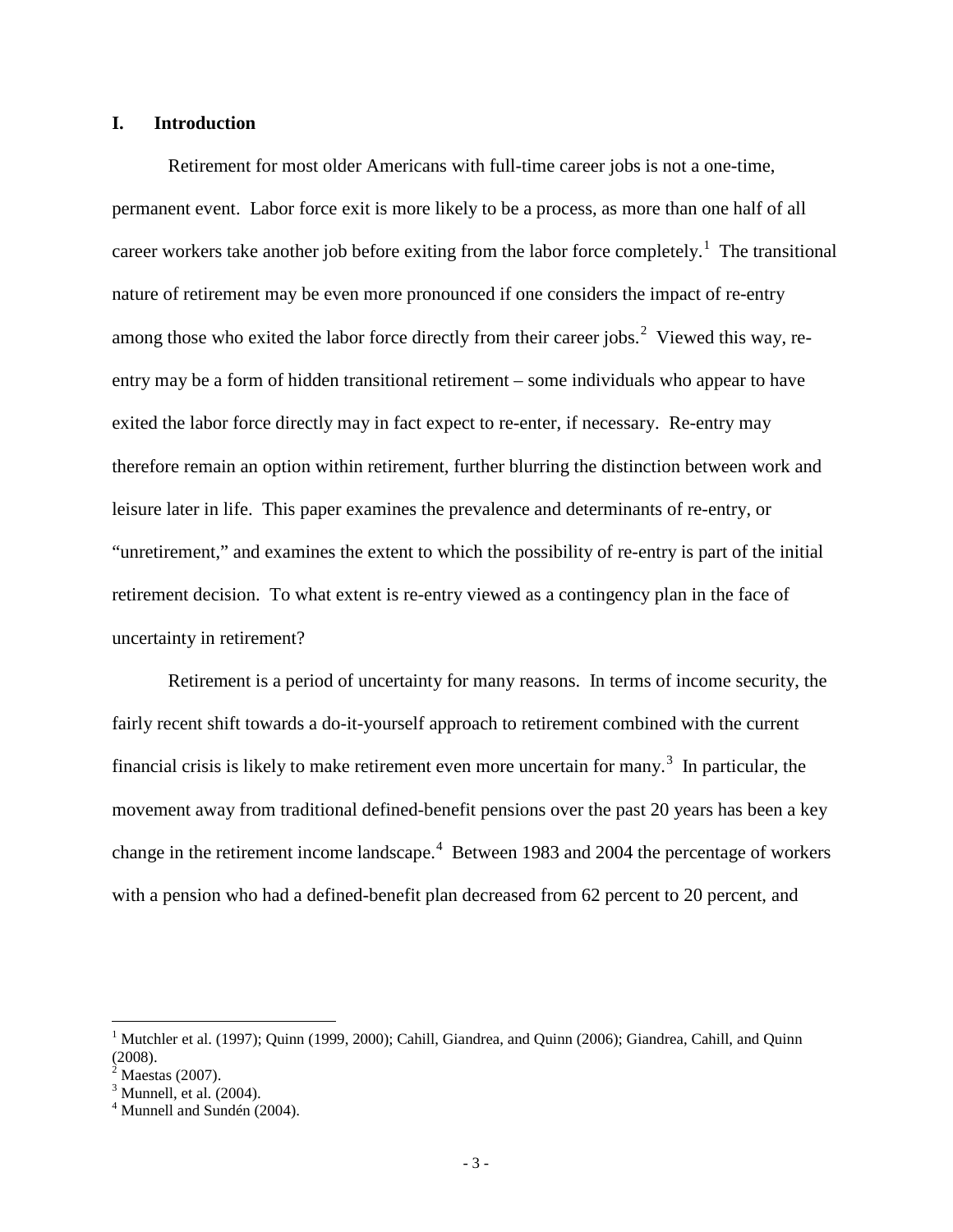## I. Introduction

Retirement for most older Americans with full-time career jobs is not a one-time, permanent event. Labor force exit is more likely to be a process, as more than one half of all career workers take another job before exiting from the labor force completely.[1] The transitional nature of retirement may be even more pronounced if one considers the impact of re-entry among those who exited the labor force directly from their career jobs.[2] Viewed this way, re-entry may be a form of hidden transitional retirement – some individuals who appear to have exited the labor force directly may in fact expect to re-enter, if necessary. Re-entry may therefore remain an option within retirement, further blurring the distinction between work and leisure later in life. This paper examines the prevalence and determinants of re-entry, or "unretirement," and examines the extent to which the possibility of re-entry is part of the initial retirement decision. To what extent is re-entry viewed as a contingency plan in the face of uncertainty in retirement?

Retirement is a period of uncertainty for many reasons. In terms of income security, the fairly recent shift towards a do-it-yourself approach to retirement combined with the current financial crisis is likely to make retirement even more uncertain for many.[3] In particular, the movement away from traditional defined-benefit pensions over the past 20 years has been a key change in the retirement income landscape.[4] Between 1983 and 2004 the percentage of workers with a pension who had a defined-benefit plan decreased from 62 percent to 20 percent, and

---

[1] Mutchler et al. (1997); Quinn (1999, 2000); Cahill, Giandrea, and Quinn (2006); Giandrea, Cahill, and Quinn (2008).

[2] Maestas (2007).

[3] Munnell, et al. (2004).

[4] Munnell and Sundén (2004).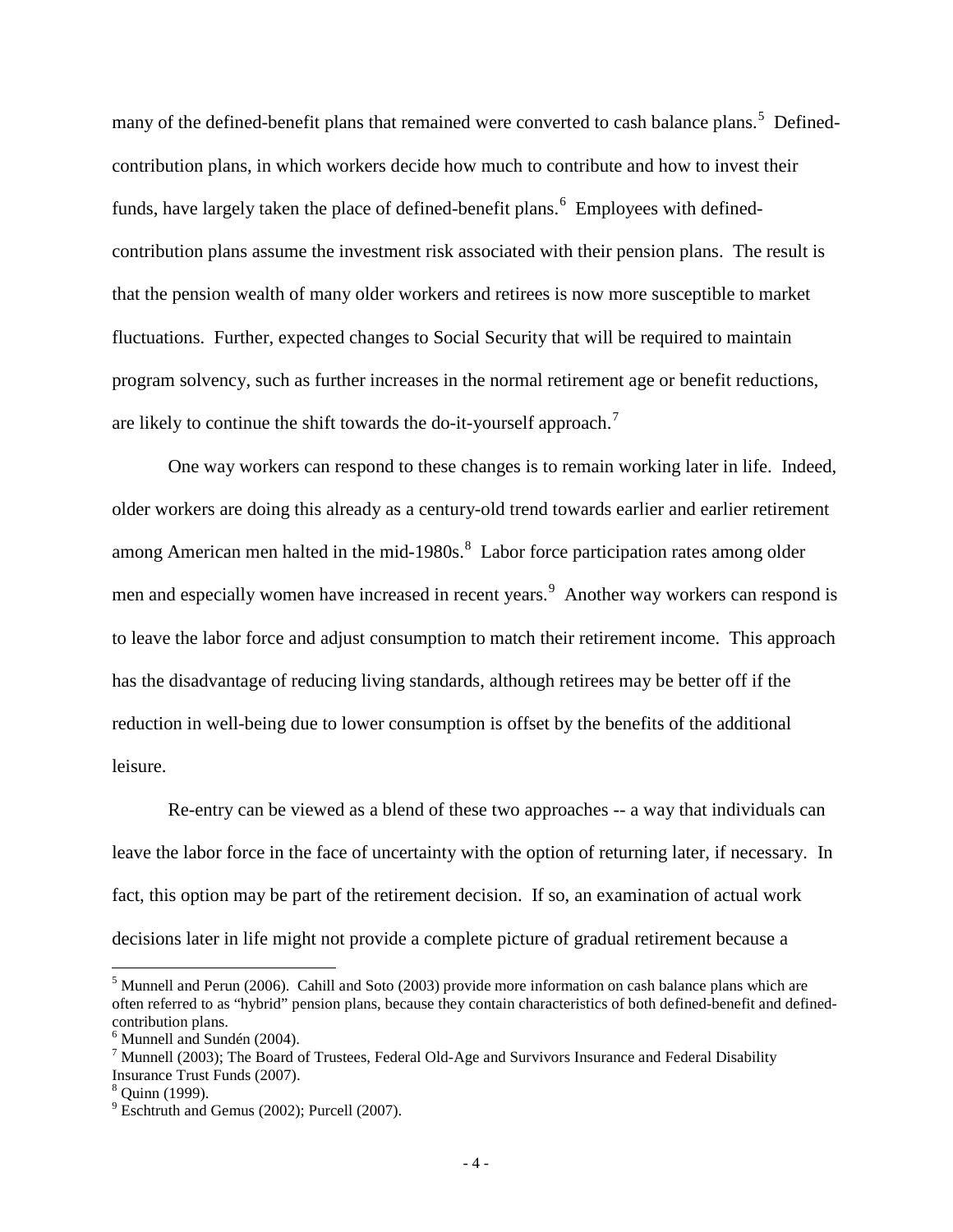many of the defined-benefit plans that remained were converted to cash balance plans.[5] Defined-contribution plans, in which workers decide how much to contribute and how to invest their funds, have largely taken the place of defined-benefit plans.[6] Employees with defined-contribution plans assume the investment risk associated with their pension plans. The result is that the pension wealth of many older workers and retirees is now more susceptible to market fluctuations. Further, expected changes to Social Security that will be required to maintain program solvency, such as further increases in the normal retirement age or benefit reductions, are likely to continue the shift towards the do-it-yourself approach.[7]

One way workers can respond to these changes is to remain working later in life. Indeed, older workers are doing this already as a century-old trend towards earlier and earlier retirement among American men halted in the mid-1980s.[8] Labor force participation rates among older men and especially women have increased in recent years.[9] Another way workers can respond is to leave the labor force and adjust consumption to match their retirement income. This approach has the disadvantage of reducing living standards, although retirees may be better off if the reduction in well-being due to lower consumption is offset by the benefits of the additional leisure.

Re-entry can be viewed as a blend of these two approaches -- a way that individuals can leave the labor force in the face of uncertainty with the option of returning later, if necessary. In fact, this option may be part of the retirement decision. If so, an examination of actual work decisions later in life might not provide a complete picture of gradual retirement because a

---

[5] Munnell and Perun (2006). Cahill and Soto (2003) provide more information on cash balance plans which are often referred to as "hybrid" pension plans, because they contain characteristics of both defined-benefit and defined-contribution plans.

[6] Munnell and Sundén (2004).

[7] Munnell (2003); The Board of Trustees, Federal Old-Age and Survivors Insurance and Federal Disability Insurance Trust Funds (2007).

[8] Quinn (1999).

[9] Eschtruth and Gemus (2002); Purcell (2007).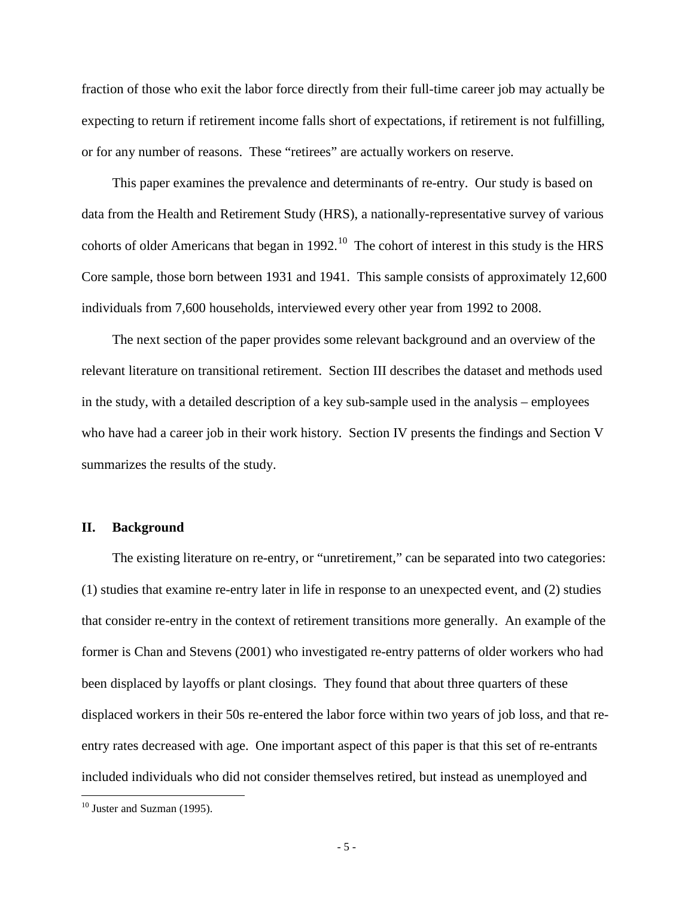fraction of those who exit the labor force directly from their full-time career job may actually be expecting to return if retirement income falls short of expectations, if retirement is not fulfilling, or for any number of reasons. These "retirees" are actually workers on reserve.

This paper examines the prevalence and determinants of re-entry. Our study is based on data from the Health and Retirement Study (HRS), a nationally-representative survey of various cohorts of older Americans that began in 1992.[10] The cohort of interest in this study is the HRS Core sample, those born between 1931 and 1941. This sample consists of approximately 12,600 individuals from 7,600 households, interviewed every other year from 1992 to 2008.

The next section of the paper provides some relevant background and an overview of the relevant literature on transitional retirement. Section III describes the dataset and methods used in the study, with a detailed description of a key sub-sample used in the analysis – employees who have had a career job in their work history. Section IV presents the findings and Section V summarizes the results of the study.

## II. Background

The existing literature on re-entry, or "unretirement," can be separated into two categories: (1) studies that examine re-entry later in life in response to an unexpected event, and (2) studies that consider re-entry in the context of retirement transitions more generally. An example of the former is Chan and Stevens (2001) who investigated re-entry patterns of older workers who had been displaced by layoffs or plant closings. They found that about three quarters of these displaced workers in their 50s re-entered the labor force within two years of job loss, and that re-entry rates decreased with age. One important aspect of this paper is that this set of re-entrants included individuals who did not consider themselves retired, but instead as unemployed and

[10] Juster and Suzman (1995).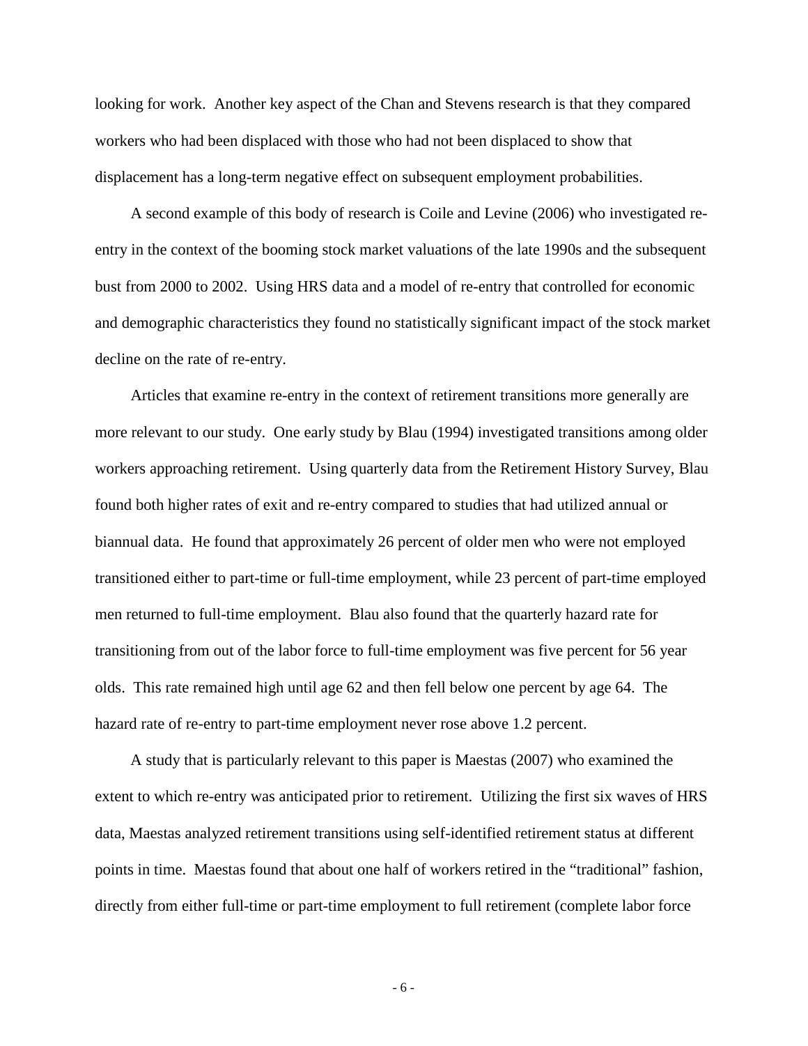looking for work. Another key aspect of the Chan and Stevens research is that they compared workers who had been displaced with those who had not been displaced to show that displacement has a long-term negative effect on subsequent employment probabilities.

A second example of this body of research is Coile and Levine (2006) who investigated re-entry in the context of the booming stock market valuations of the late 1990s and the subsequent bust from 2000 to 2002. Using HRS data and a model of re-entry that controlled for economic and demographic characteristics they found no statistically significant impact of the stock market decline on the rate of re-entry.

Articles that examine re-entry in the context of retirement transitions more generally are more relevant to our study. One early study by Blau (1994) investigated transitions among older workers approaching retirement. Using quarterly data from the Retirement History Survey, Blau found both higher rates of exit and re-entry compared to studies that had utilized annual or biannual data. He found that approximately 26 percent of older men who were not employed transitioned either to part-time or full-time employment, while 23 percent of part-time employed men returned to full-time employment. Blau also found that the quarterly hazard rate for transitioning from out of the labor force to full-time employment was five percent for 56 year olds. This rate remained high until age 62 and then fell below one percent by age 64. The hazard rate of re-entry to part-time employment never rose above 1.2 percent.

A study that is particularly relevant to this paper is Maestas (2007) who examined the extent to which re-entry was anticipated prior to retirement. Utilizing the first six waves of HRS data, Maestas analyzed retirement transitions using self-identified retirement status at different points in time. Maestas found that about one half of workers retired in the "traditional" fashion, directly from either full-time or part-time employment to full retirement (complete labor force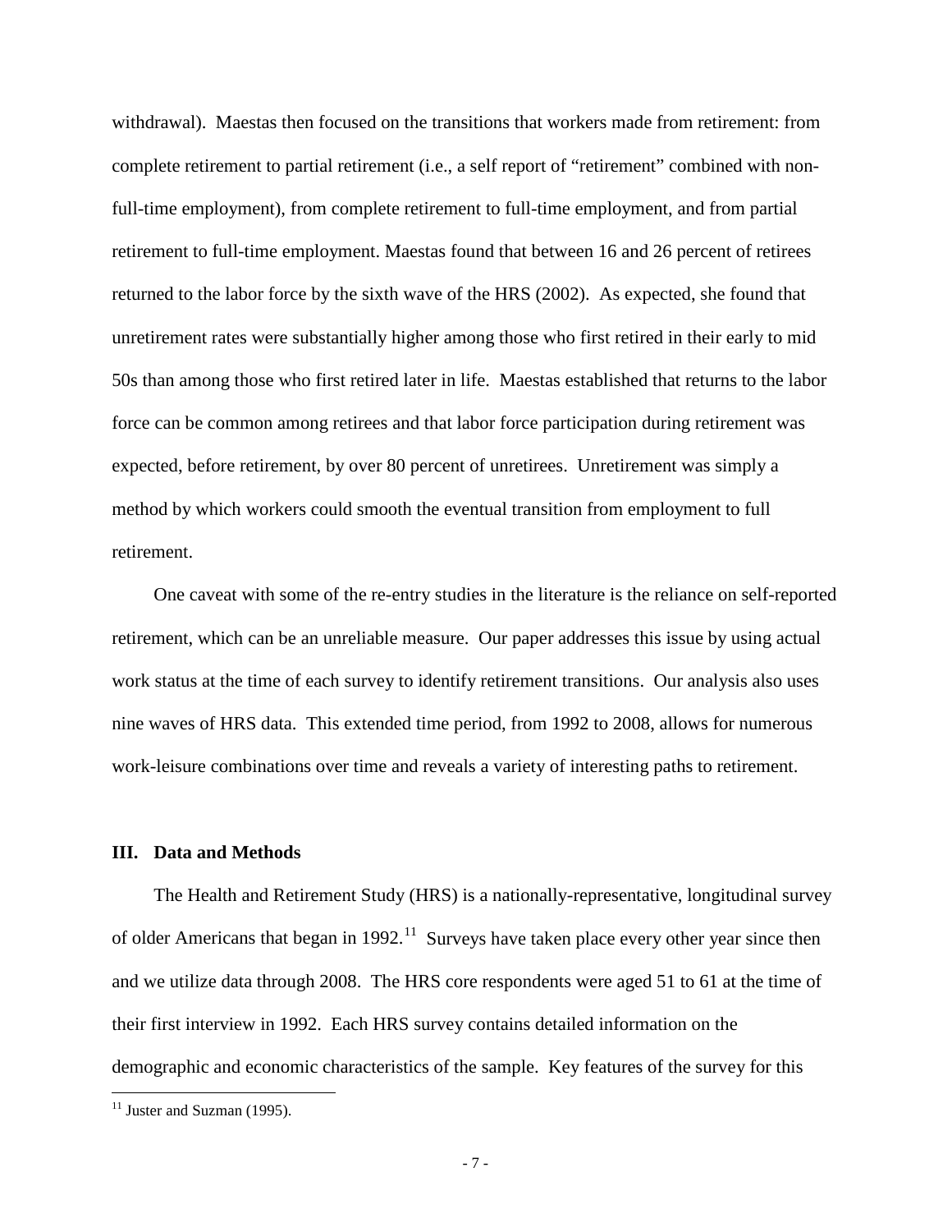withdrawal). Maestas then focused on the transitions that workers made from retirement: from complete retirement to partial retirement (i.e., a self report of "retirement" combined with non-full-time employment), from complete retirement to full-time employment, and from partial retirement to full-time employment. Maestas found that between 16 and 26 percent of retirees returned to the labor force by the sixth wave of the HRS (2002). As expected, she found that unretirement rates were substantially higher among those who first retired in their early to mid 50s than among those who first retired later in life. Maestas established that returns to the labor force can be common among retirees and that labor force participation during retirement was expected, before retirement, by over 80 percent of unretirees. Unretirement was simply a method by which workers could smooth the eventual transition from employment to full retirement.

One caveat with some of the re-entry studies in the literature is the reliance on self-reported retirement, which can be an unreliable measure. Our paper addresses this issue by using actual work status at the time of each survey to identify retirement transitions. Our analysis also uses nine waves of HRS data. This extended time period, from 1992 to 2008, allows for numerous work-leisure combinations over time and reveals a variety of interesting paths to retirement.

## III. Data and Methods

The Health and Retirement Study (HRS) is a nationally-representative, longitudinal survey of older Americans that began in 1992.[11] Surveys have taken place every other year since then and we utilize data through 2008. The HRS core respondents were aged 51 to 61 at the time of their first interview in 1992. Each HRS survey contains detailed information on the demographic and economic characteristics of the sample. Key features of the survey for this

[11] Juster and Suzman (1995).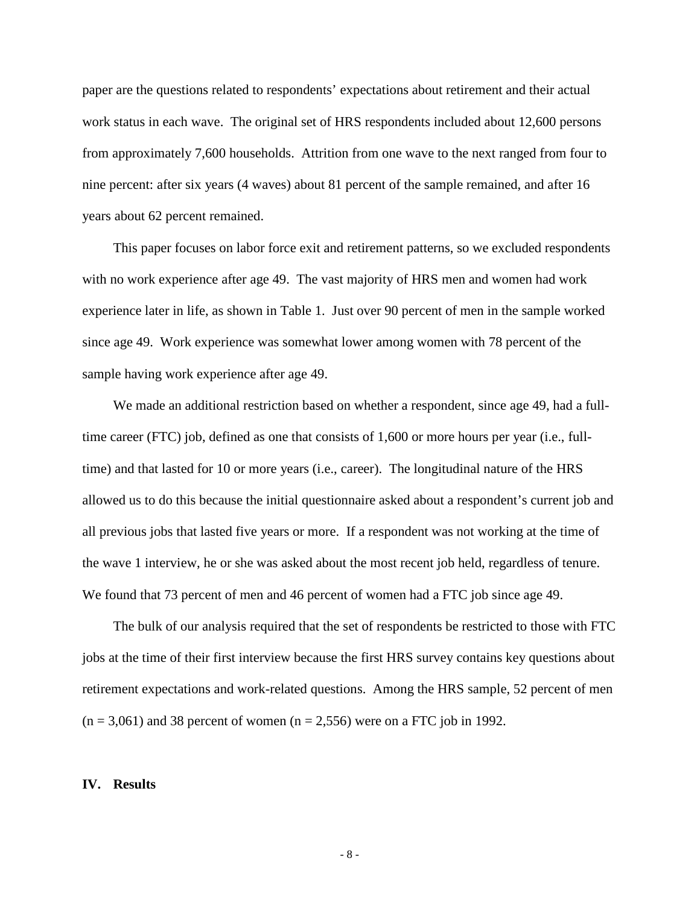paper are the questions related to respondents' expectations about retirement and their actual work status in each wave. The original set of HRS respondents included about 12,600 persons from approximately 7,600 households. Attrition from one wave to the next ranged from four to nine percent: after six years (4 waves) about 81 percent of the sample remained, and after 16 years about 62 percent remained.

This paper focuses on labor force exit and retirement patterns, so we excluded respondents with no work experience after age 49. The vast majority of HRS men and women had work experience later in life, as shown in Table 1. Just over 90 percent of men in the sample worked since age 49. Work experience was somewhat lower among women with 78 percent of the sample having work experience after age 49.

We made an additional restriction based on whether a respondent, since age 49, had a full-time career (FTC) job, defined as one that consists of 1,600 or more hours per year (i.e., full-time) and that lasted for 10 or more years (i.e., career). The longitudinal nature of the HRS allowed us to do this because the initial questionnaire asked about a respondent's current job and all previous jobs that lasted five years or more. If a respondent was not working at the time of the wave 1 interview, he or she was asked about the most recent job held, regardless of tenure. We found that 73 percent of men and 46 percent of women had a FTC job since age 49.

The bulk of our analysis required that the set of respondents be restricted to those with FTC jobs at the time of their first interview because the first HRS survey contains key questions about retirement expectations and work-related questions. Among the HRS sample, 52 percent of men (n = 3,061) and 38 percent of women (n = 2,556) were on a FTC job in 1992.

## IV. Results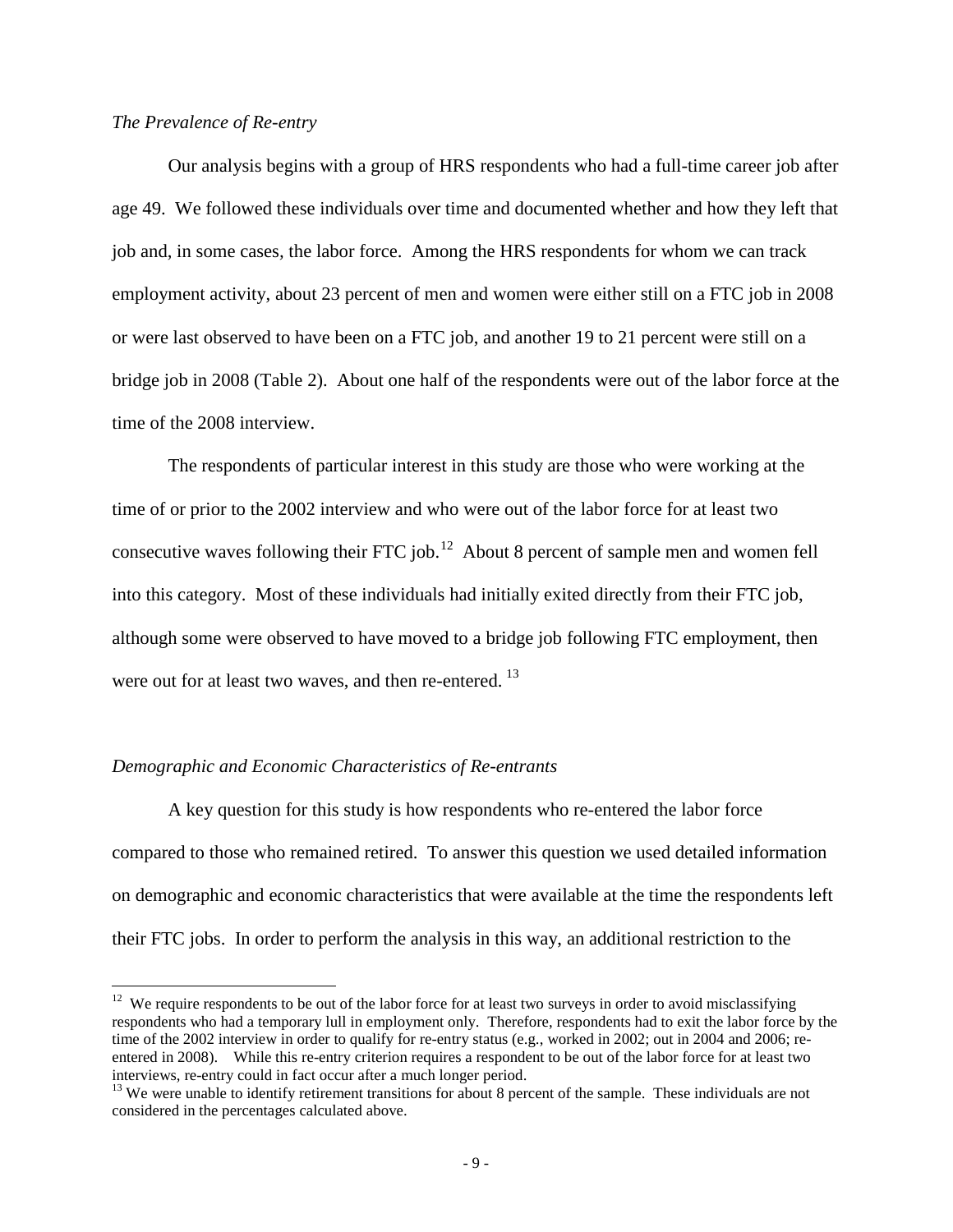*The Prevalence of Re-entry*

Our analysis begins with a group of HRS respondents who had a full-time career job after age 49. We followed these individuals over time and documented whether and how they left that job and, in some cases, the labor force. Among the HRS respondents for whom we can track employment activity, about 23 percent of men and women were either still on a FTC job in 2008 or were last observed to have been on a FTC job, and another 19 to 21 percent were still on a bridge job in 2008 (Table 2). About one half of the respondents were out of the labor force at the time of the 2008 interview.

The respondents of particular interest in this study are those who were working at the time of or prior to the 2002 interview and who were out of the labor force for at least two consecutive waves following their FTC job.[12] About 8 percent of sample men and women fell into this category. Most of these individuals had initially exited directly from their FTC job, although some were observed to have moved to a bridge job following FTC employment, then were out for at least two waves, and then re-entered.[13]

*Demographic and Economic Characteristics of Re-entrants*

A key question for this study is how respondents who re-entered the labor force compared to those who remained retired. To answer this question we used detailed information on demographic and economic characteristics that were available at the time the respondents left their FTC jobs. In order to perform the analysis in this way, an additional restriction to the

[12] We require respondents to be out of the labor force for at least two surveys in order to avoid misclassifying respondents who had a temporary lull in employment only. Therefore, respondents had to exit the labor force by the time of the 2002 interview in order to qualify for re-entry status (e.g., worked in 2002; out in 2004 and 2006; re-entered in 2008). While this re-entry criterion requires a respondent to be out of the labor force for at least two interviews, re-entry could in fact occur after a much longer period.

[13] We were unable to identify retirement transitions for about 8 percent of the sample. These individuals are not considered in the percentages calculated above.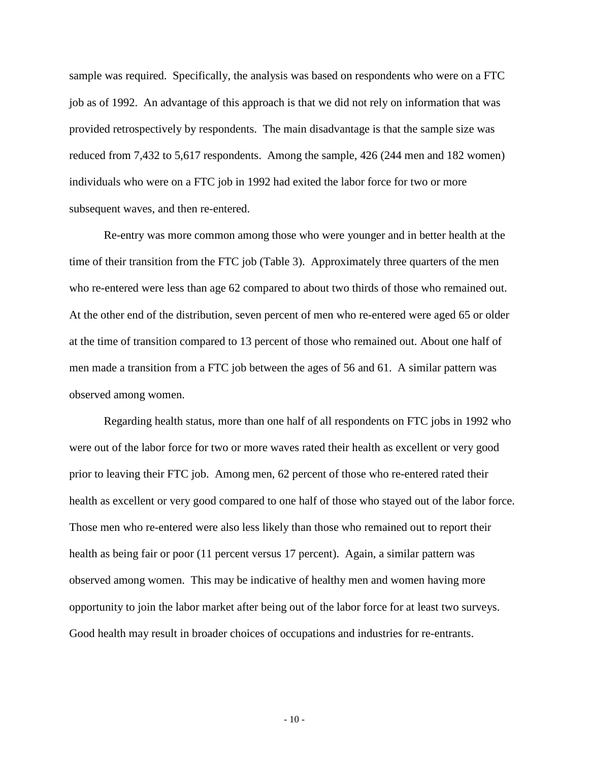sample was required. Specifically, the analysis was based on respondents who were on a FTC job as of 1992. An advantage of this approach is that we did not rely on information that was provided retrospectively by respondents. The main disadvantage is that the sample size was reduced from 7,432 to 5,617 respondents. Among the sample, 426 (244 men and 182 women) individuals who were on a FTC job in 1992 had exited the labor force for two or more subsequent waves, and then re-entered.

Re-entry was more common among those who were younger and in better health at the time of their transition from the FTC job (Table 3). Approximately three quarters of the men who re-entered were less than age 62 compared to about two thirds of those who remained out. At the other end of the distribution, seven percent of men who re-entered were aged 65 or older at the time of transition compared to 13 percent of those who remained out. About one half of men made a transition from a FTC job between the ages of 56 and 61. A similar pattern was observed among women.

Regarding health status, more than one half of all respondents on FTC jobs in 1992 who were out of the labor force for two or more waves rated their health as excellent or very good prior to leaving their FTC job. Among men, 62 percent of those who re-entered rated their health as excellent or very good compared to one half of those who stayed out of the labor force. Those men who re-entered were also less likely than those who remained out to report their health as being fair or poor (11 percent versus 17 percent). Again, a similar pattern was observed among women. This may be indicative of healthy men and women having more opportunity to join the labor market after being out of the labor force for at least two surveys. Good health may result in broader choices of occupations and industries for re-entrants.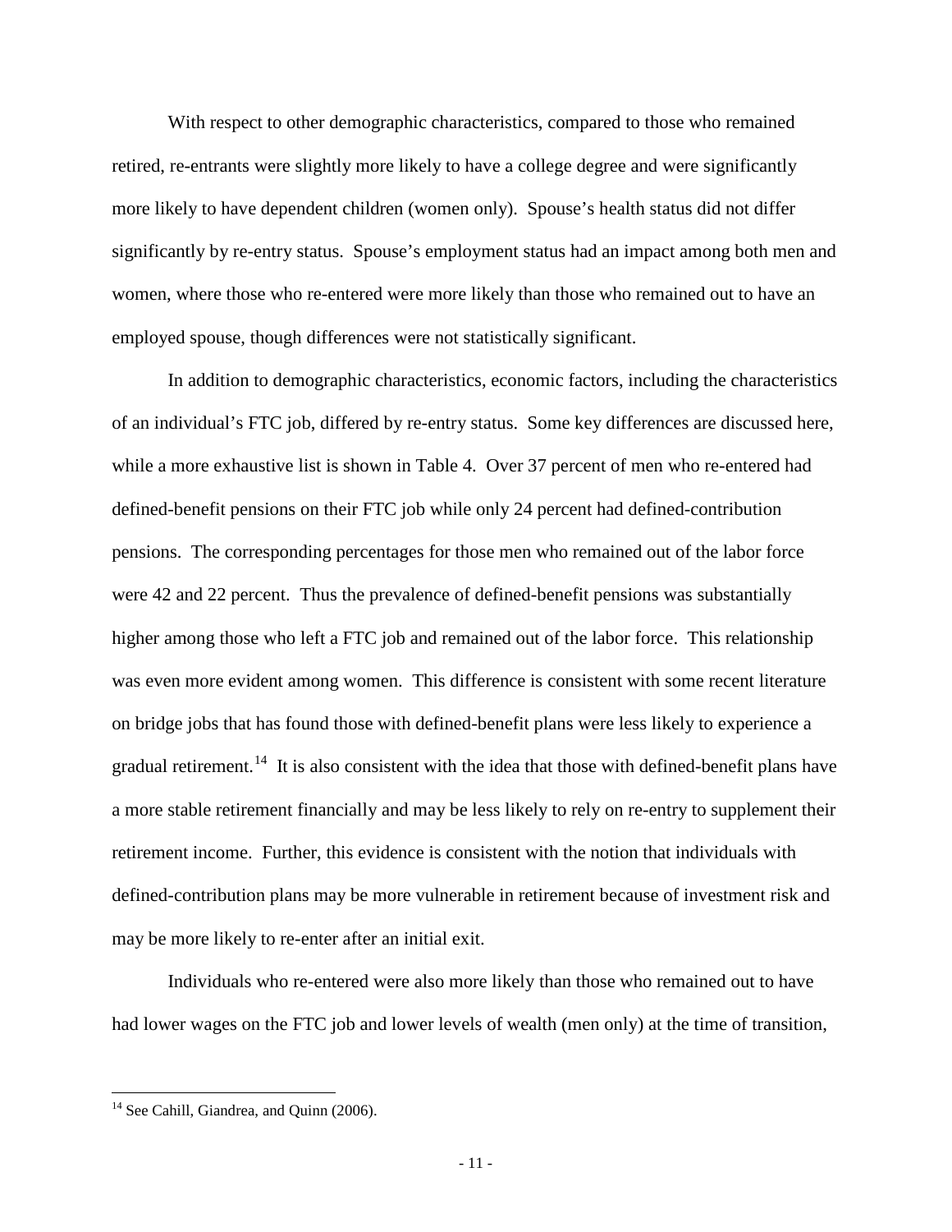With respect to other demographic characteristics, compared to those who remained retired, re-entrants were slightly more likely to have a college degree and were significantly more likely to have dependent children (women only). Spouse's health status did not differ significantly by re-entry status. Spouse's employment status had an impact among both men and women, where those who re-entered were more likely than those who remained out to have an employed spouse, though differences were not statistically significant.

In addition to demographic characteristics, economic factors, including the characteristics of an individual's FTC job, differed by re-entry status. Some key differences are discussed here, while a more exhaustive list is shown in Table 4. Over 37 percent of men who re-entered had defined-benefit pensions on their FTC job while only 24 percent had defined-contribution pensions. The corresponding percentages for those men who remained out of the labor force were 42 and 22 percent. Thus the prevalence of defined-benefit pensions was substantially higher among those who left a FTC job and remained out of the labor force. This relationship was even more evident among women. This difference is consistent with some recent literature on bridge jobs that has found those with defined-benefit plans were less likely to experience a gradual retirement.[14] It is also consistent with the idea that those with defined-benefit plans have a more stable retirement financially and may be less likely to rely on re-entry to supplement their retirement income. Further, this evidence is consistent with the notion that individuals with defined-contribution plans may be more vulnerable in retirement because of investment risk and may be more likely to re-enter after an initial exit.

Individuals who re-entered were also more likely than those who remained out to have had lower wages on the FTC job and lower levels of wealth (men only) at the time of transition,

---

[14] See Cahill, Giandrea, and Quinn (2006).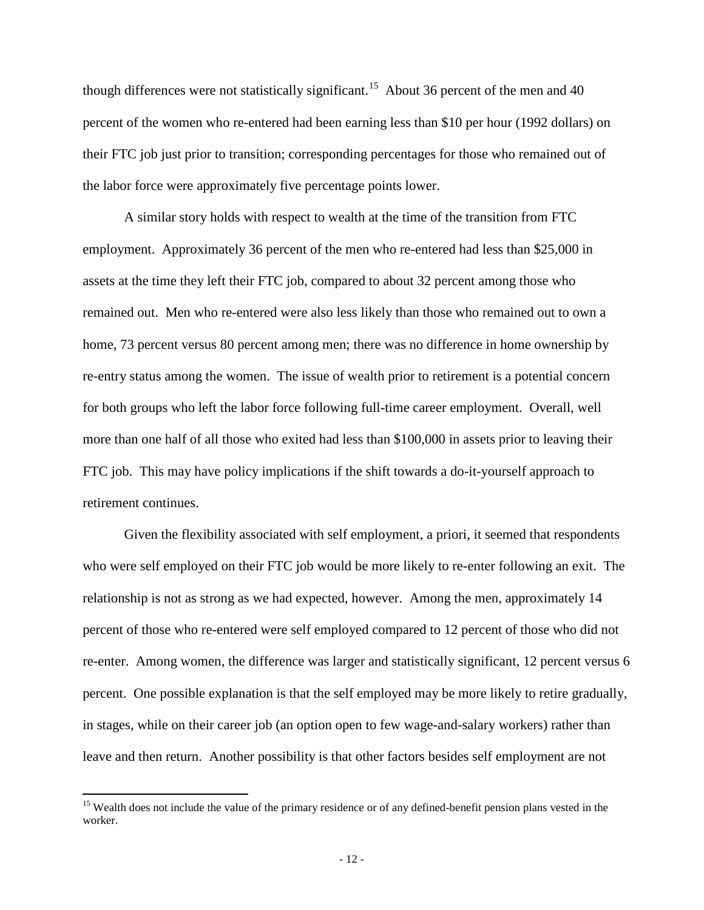though differences were not statistically significant.[15] About 36 percent of the men and 40 percent of the women who re-entered had been earning less than $10 per hour (1992 dollars) on their FTC job just prior to transition; corresponding percentages for those who remained out of the labor force were approximately five percentage points lower.

A similar story holds with respect to wealth at the time of the transition from FTC employment. Approximately 36 percent of the men who re-entered had less than $25,000 in assets at the time they left their FTC job, compared to about 32 percent among those who remained out. Men who re-entered were also less likely than those who remained out to own a home, 73 percent versus 80 percent among men; there was no difference in home ownership by re-entry status among the women. The issue of wealth prior to retirement is a potential concern for both groups who left the labor force following full-time career employment. Overall, well more than one half of all those who exited had less than $100,000 in assets prior to leaving their FTC job. This may have policy implications if the shift towards a do-it-yourself approach to retirement continues.

Given the flexibility associated with self employment, a priori, it seemed that respondents who were self employed on their FTC job would be more likely to re-enter following an exit. The relationship is not as strong as we had expected, however. Among the men, approximately 14 percent of those who re-entered were self employed compared to 12 percent of those who did not re-enter. Among women, the difference was larger and statistically significant, 12 percent versus 6 percent. One possible explanation is that the self employed may be more likely to retire gradually, in stages, while on their career job (an option open to few wage-and-salary workers) rather than leave and then return. Another possibility is that other factors besides self employment are not

[15] Wealth does not include the value of the primary residence or of any defined-benefit pension plans vested in the worker.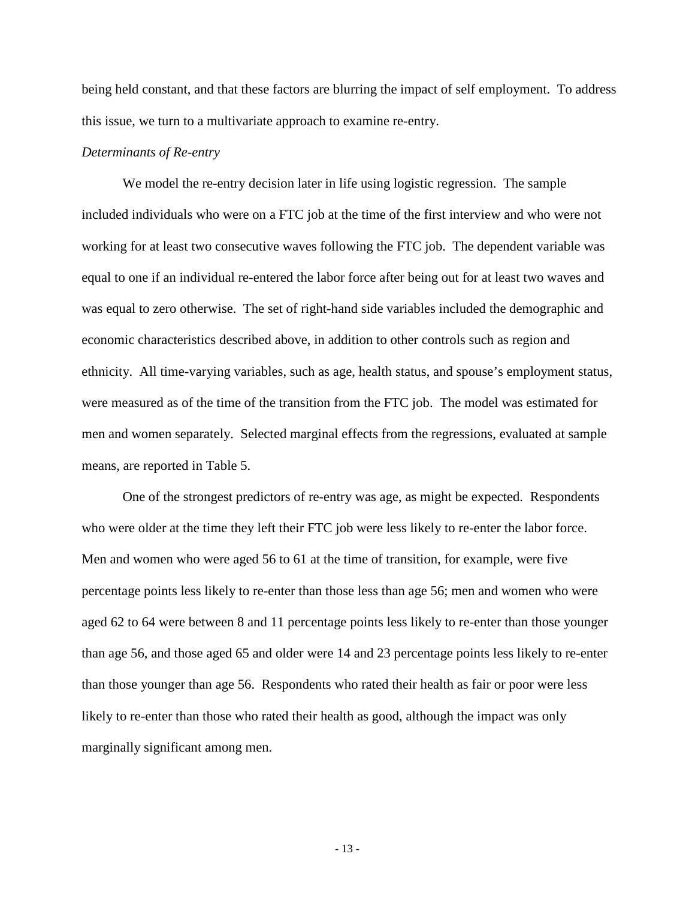being held constant, and that these factors are blurring the impact of self employment. To address this issue, we turn to a multivariate approach to examine re-entry.

*Determinants of Re-entry*

We model the re-entry decision later in life using logistic regression. The sample included individuals who were on a FTC job at the time of the first interview and who were not working for at least two consecutive waves following the FTC job. The dependent variable was equal to one if an individual re-entered the labor force after being out for at least two waves and was equal to zero otherwise. The set of right-hand side variables included the demographic and economic characteristics described above, in addition to other controls such as region and ethnicity. All time-varying variables, such as age, health status, and spouse's employment status, were measured as of the time of the transition from the FTC job. The model was estimated for men and women separately. Selected marginal effects from the regressions, evaluated at sample means, are reported in Table 5.

One of the strongest predictors of re-entry was age, as might be expected. Respondents who were older at the time they left their FTC job were less likely to re-enter the labor force. Men and women who were aged 56 to 61 at the time of transition, for example, were five percentage points less likely to re-enter than those less than age 56; men and women who were aged 62 to 64 were between 8 and 11 percentage points less likely to re-enter than those younger than age 56, and those aged 65 and older were 14 and 23 percentage points less likely to re-enter than those younger than age 56. Respondents who rated their health as fair or poor were less likely to re-enter than those who rated their health as good, although the impact was only marginally significant among men.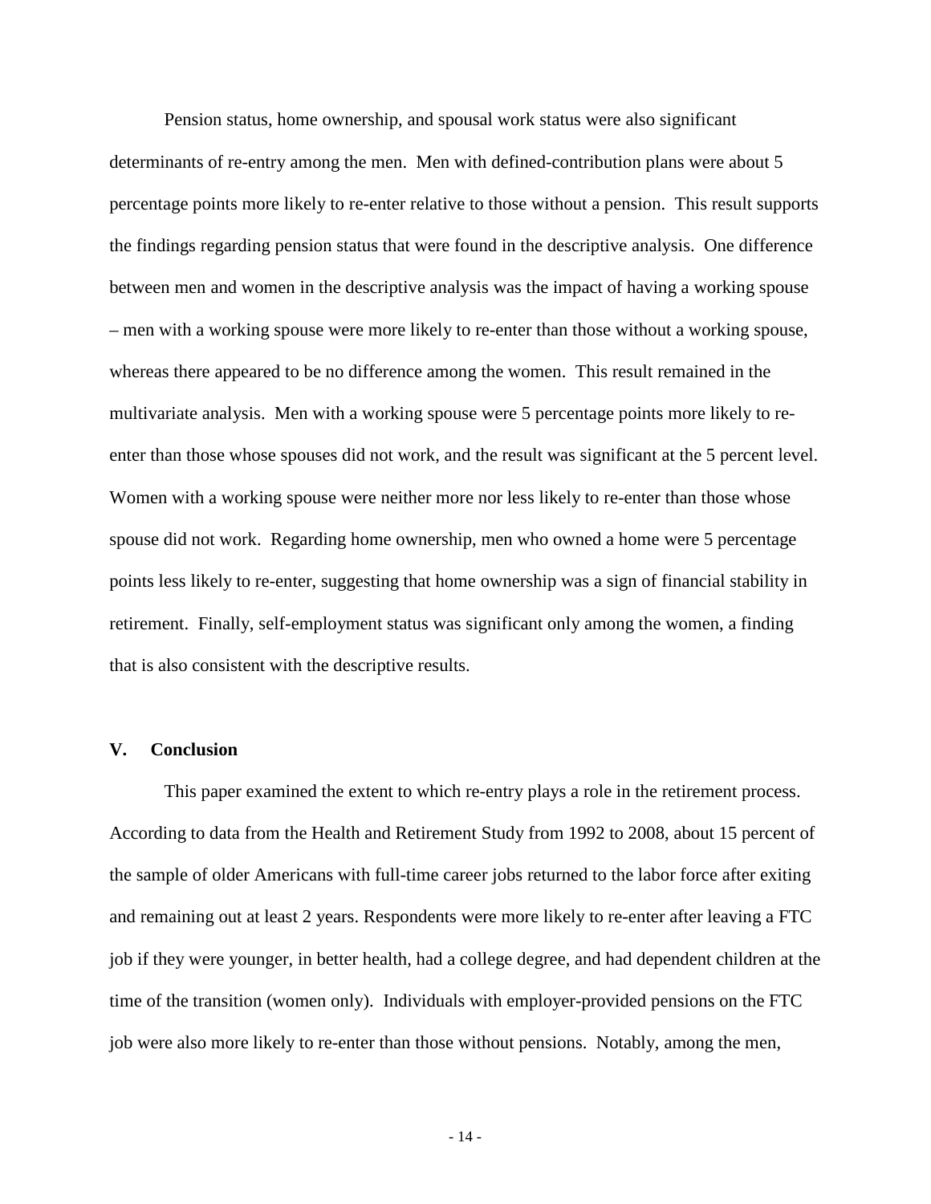Pension status, home ownership, and spousal work status were also significant determinants of re-entry among the men. Men with defined-contribution plans were about 5 percentage points more likely to re-enter relative to those without a pension. This result supports the findings regarding pension status that were found in the descriptive analysis. One difference between men and women in the descriptive analysis was the impact of having a working spouse – men with a working spouse were more likely to re-enter than those without a working spouse, whereas there appeared to be no difference among the women. This result remained in the multivariate analysis. Men with a working spouse were 5 percentage points more likely to re-enter than those whose spouses did not work, and the result was significant at the 5 percent level. Women with a working spouse were neither more nor less likely to re-enter than those whose spouse did not work. Regarding home ownership, men who owned a home were 5 percentage points less likely to re-enter, suggesting that home ownership was a sign of financial stability in retirement. Finally, self-employment status was significant only among the women, a finding that is also consistent with the descriptive results.

## V. Conclusion

This paper examined the extent to which re-entry plays a role in the retirement process. According to data from the Health and Retirement Study from 1992 to 2008, about 15 percent of the sample of older Americans with full-time career jobs returned to the labor force after exiting and remaining out at least 2 years. Respondents were more likely to re-enter after leaving a FTC job if they were younger, in better health, had a college degree, and had dependent children at the time of the transition (women only). Individuals with employer-provided pensions on the FTC job were also more likely to re-enter than those without pensions. Notably, among the men,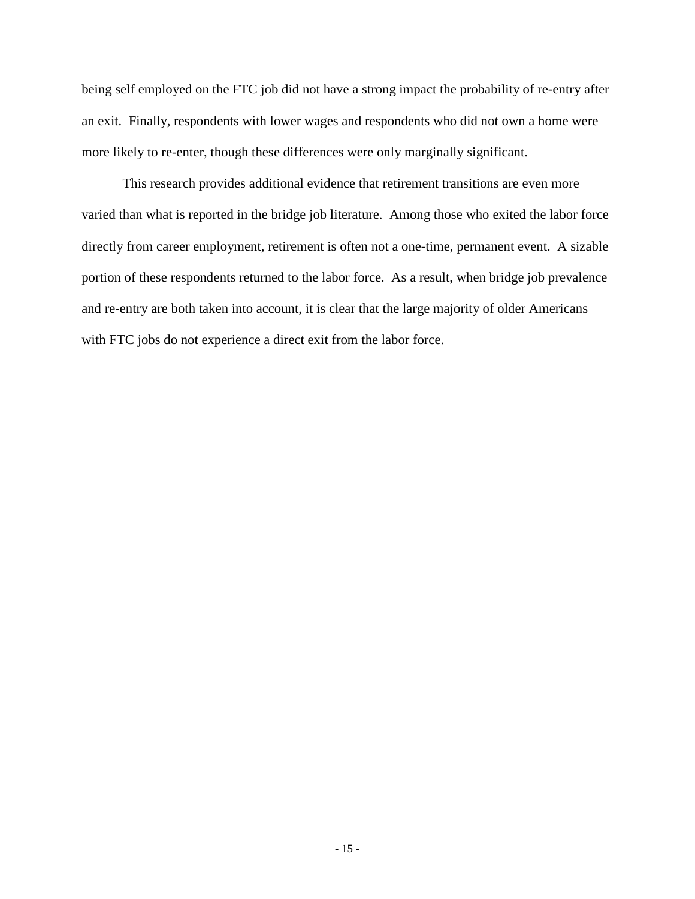being self employed on the FTC job did not have a strong impact the probability of re-entry after an exit. Finally, respondents with lower wages and respondents who did not own a home were more likely to re-enter, though these differences were only marginally significant.

This research provides additional evidence that retirement transitions are even more varied than what is reported in the bridge job literature. Among those who exited the labor force directly from career employment, retirement is often not a one-time, permanent event. A sizable portion of these respondents returned to the labor force. As a result, when bridge job prevalence and re-entry are both taken into account, it is clear that the large majority of older Americans with FTC jobs do not experience a direct exit from the labor force.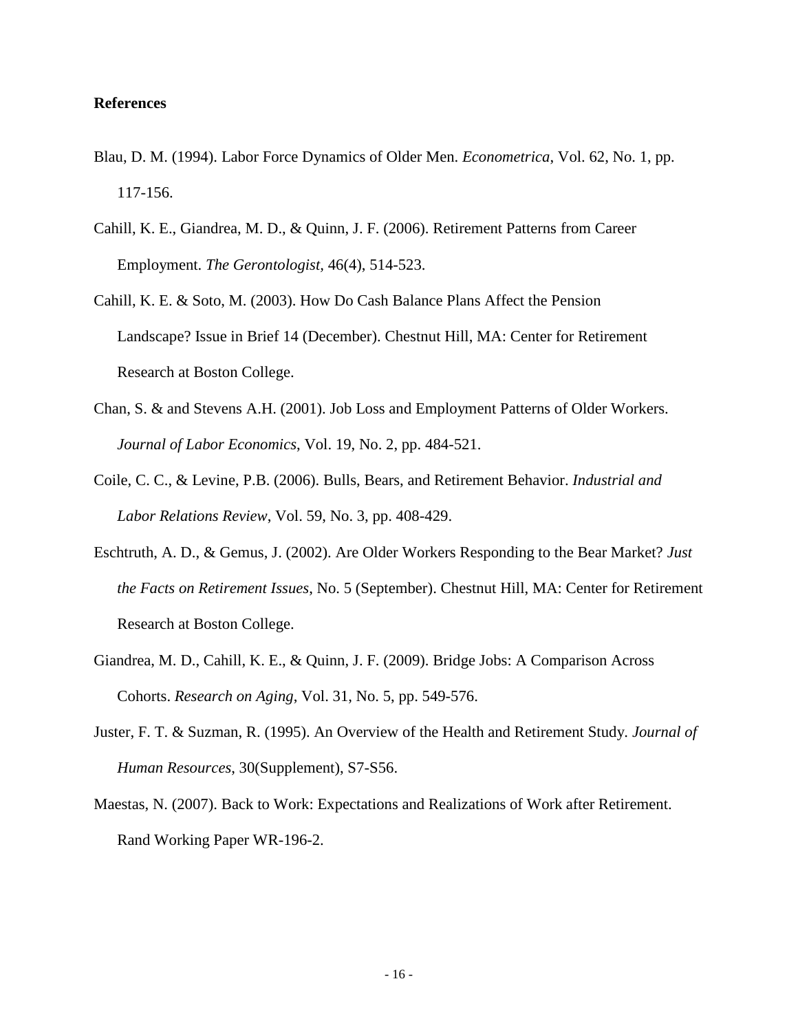**References**

Blau, D. M. (1994). Labor Force Dynamics of Older Men. *Econometrica*, Vol. 62, No. 1, pp. 117-156.

Cahill, K. E., Giandrea, M. D., & Quinn, J. F. (2006). Retirement Patterns from Career Employment. *The Gerontologist,* 46(4), 514-523.

Cahill, K. E. & Soto, M. (2003). How Do Cash Balance Plans Affect the Pension Landscape? Issue in Brief 14 (December). Chestnut Hill, MA: Center for Retirement Research at Boston College.

Chan, S. & and Stevens A.H. (2001). Job Loss and Employment Patterns of Older Workers. *Journal of Labor Economics*, Vol. 19, No. 2, pp. 484-521.

Coile, C. C., & Levine, P.B. (2006). Bulls, Bears, and Retirement Behavior. *Industrial and Labor Relations Review*, Vol. 59, No. 3, pp. 408-429.

Eschtruth, A. D., & Gemus, J. (2002). Are Older Workers Responding to the Bear Market? *Just the Facts on Retirement Issues*, No. 5 (September). Chestnut Hill, MA: Center for Retirement Research at Boston College.

Giandrea, M. D., Cahill, K. E., & Quinn, J. F. (2009). Bridge Jobs: A Comparison Across Cohorts. *Research on Aging*, Vol. 31, No. 5, pp. 549-576.

Juster, F. T. & Suzman, R. (1995). An Overview of the Health and Retirement Study. *Journal of Human Resources*, 30(Supplement), S7-S56.

Maestas, N. (2007). Back to Work: Expectations and Realizations of Work after Retirement. Rand Working Paper WR-196-2.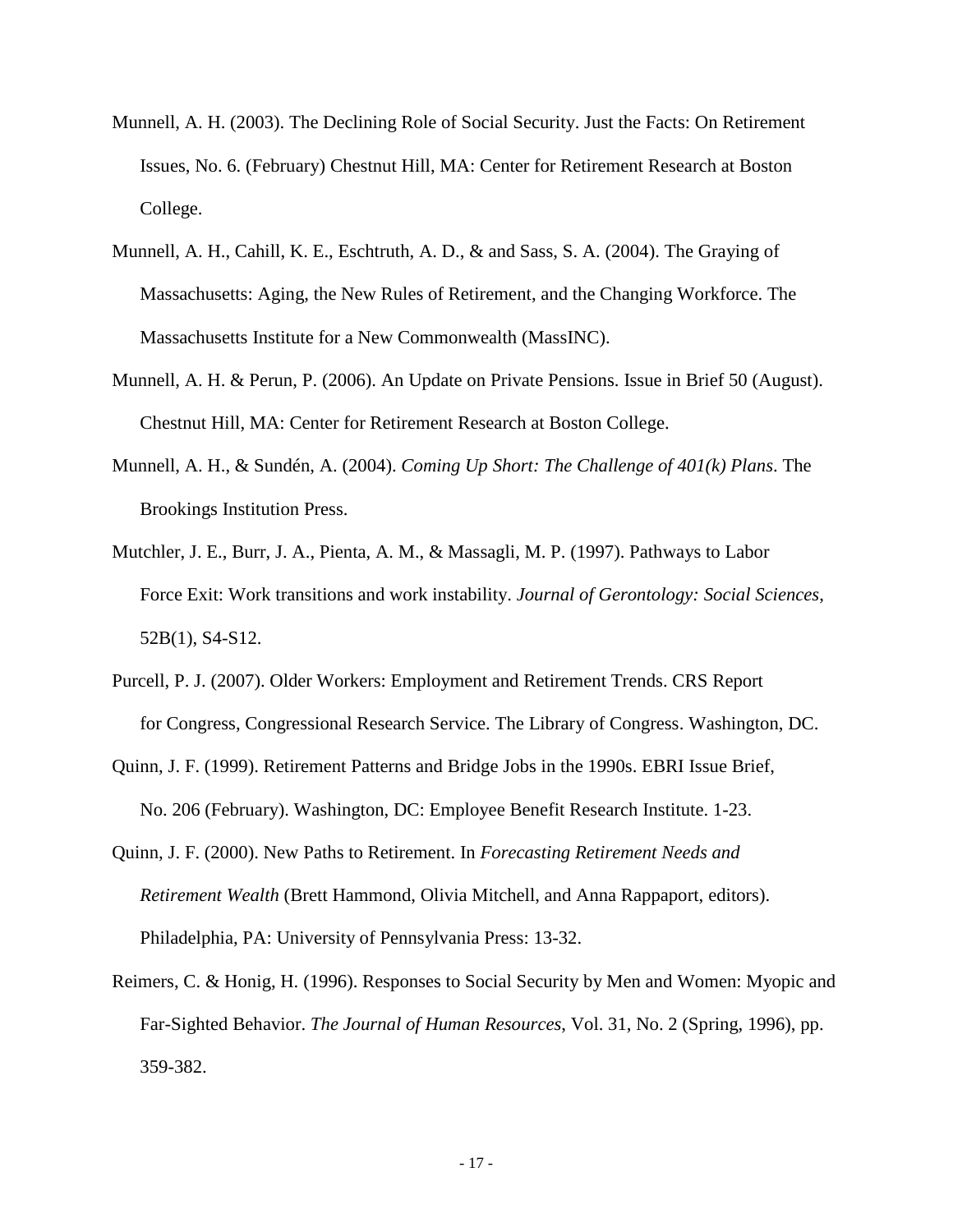Munnell, A. H. (2003). The Declining Role of Social Security. Just the Facts: On Retirement Issues, No. 6. (February) Chestnut Hill, MA: Center for Retirement Research at Boston College.

Munnell, A. H., Cahill, K. E., Eschtruth, A. D., & and Sass, S. A. (2004). The Graying of Massachusetts: Aging, the New Rules of Retirement, and the Changing Workforce. The Massachusetts Institute for a New Commonwealth (MassINC).

Munnell, A. H. & Perun, P. (2006). An Update on Private Pensions. Issue in Brief 50 (August). Chestnut Hill, MA: Center for Retirement Research at Boston College.

Munnell, A. H., & Sundén, A. (2004). *Coming Up Short: The Challenge of 401(k) Plans*. The Brookings Institution Press.

Mutchler, J. E., Burr, J. A., Pienta, A. M., & Massagli, M. P. (1997). Pathways to Labor Force Exit: Work transitions and work instability. *Journal of Gerontology: Social Sciences*, 52B(1), S4-S12.

Purcell, P. J. (2007). Older Workers: Employment and Retirement Trends. CRS Report for Congress, Congressional Research Service. The Library of Congress. Washington, DC.

Quinn, J. F. (1999). Retirement Patterns and Bridge Jobs in the 1990s. EBRI Issue Brief, No. 206 (February). Washington, DC: Employee Benefit Research Institute. 1-23.

Quinn, J. F. (2000). New Paths to Retirement. In *Forecasting Retirement Needs and Retirement Wealth* (Brett Hammond, Olivia Mitchell, and Anna Rappaport, editors). Philadelphia, PA: University of Pennsylvania Press: 13-32.

Reimers, C. & Honig, H. (1996). Responses to Social Security by Men and Women: Myopic and Far-Sighted Behavior. *The Journal of Human Resources*, Vol. 31, No. 2 (Spring, 1996), pp. 359-382.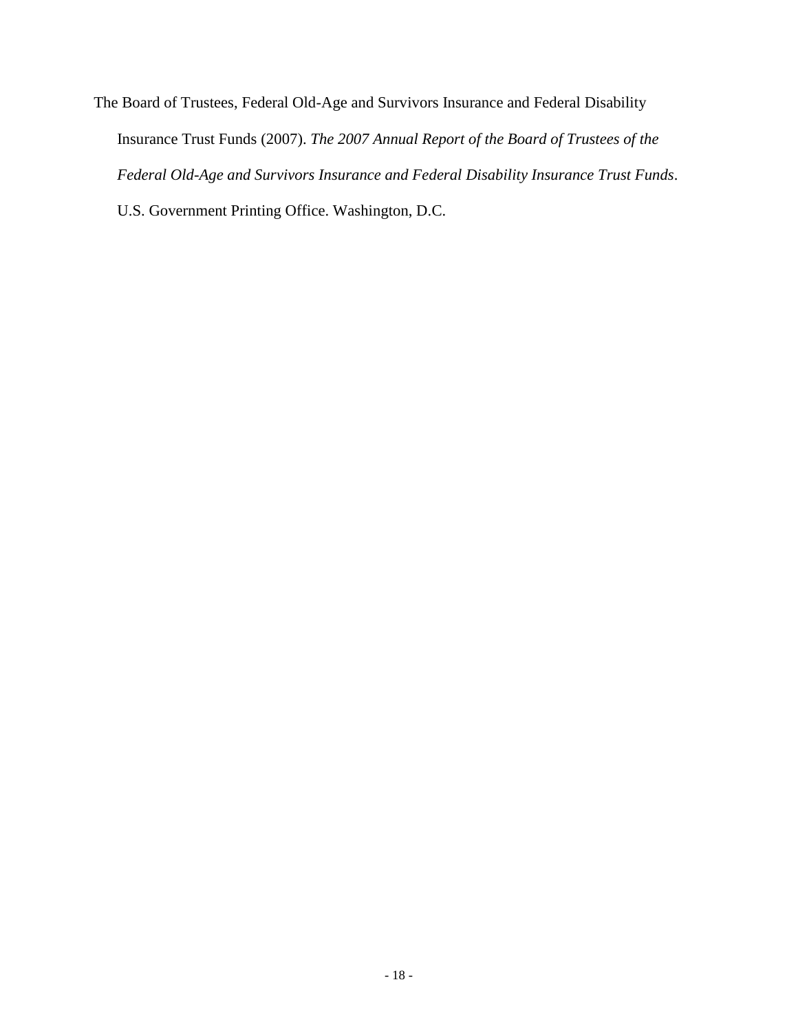The Board of Trustees, Federal Old-Age and Survivors Insurance and Federal Disability Insurance Trust Funds (2007). *The 2007 Annual Report of the Board of Trustees of the Federal Old-Age and Survivors Insurance and Federal Disability Insurance Trust Funds*. U.S. Government Printing Office. Washington, D.C.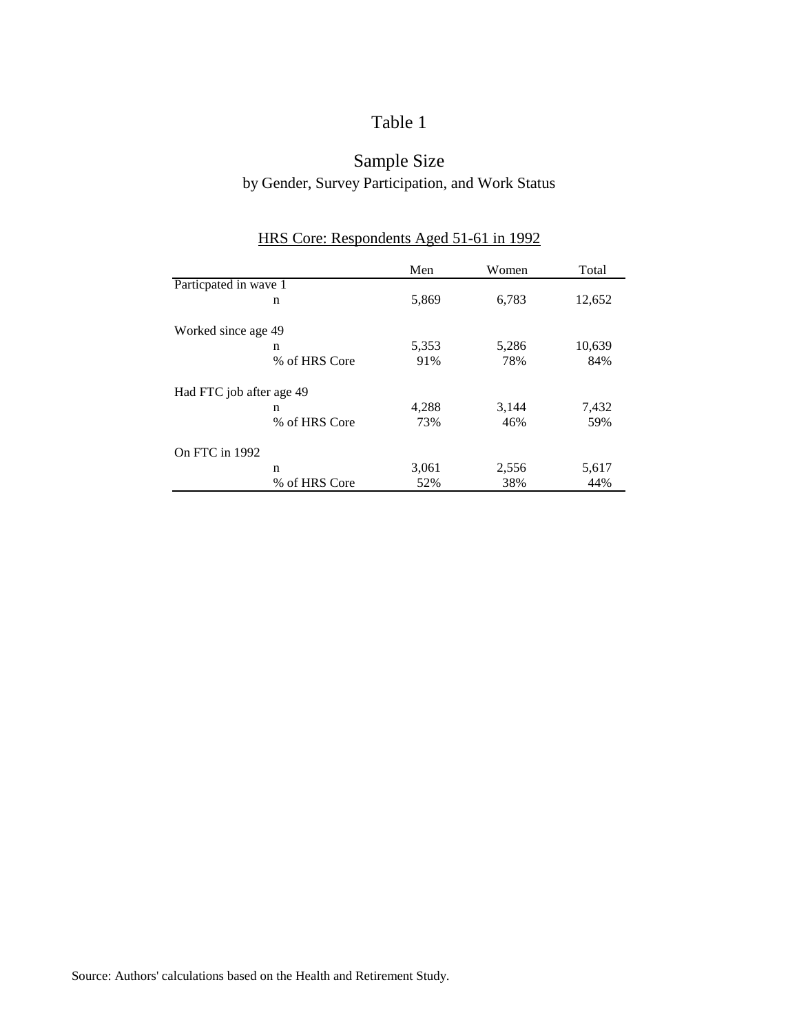# Table 1

## Sample Size

by Gender, Survey Participation, and Work Status

HRS Core: Respondents Aged 51-61 in 1992

| | | Men | Women | Total |
|---|---|---|---|---|
| Particpated in wave 1 | | | | |
| | n | 5,869 | 6,783 | 12,652 |
| Worked since age 49 | | | | |
| | n | 5,353 | 5,286 | 10,639 |
| | % of HRS Core | 91% | 78% | 84% |
| Had FTC job after age 49 | | | | |
| | n | 4,288 | 3,144 | 7,432 |
| | % of HRS Core | 73% | 46% | 59% |
| On FTC in 1992 | | | | |
| | n | 3,061 | 2,556 | 5,617 |
| | % of HRS Core | 52% | 38% | 44% |

Source: Authors' calculations based on the Health and Retirement Study.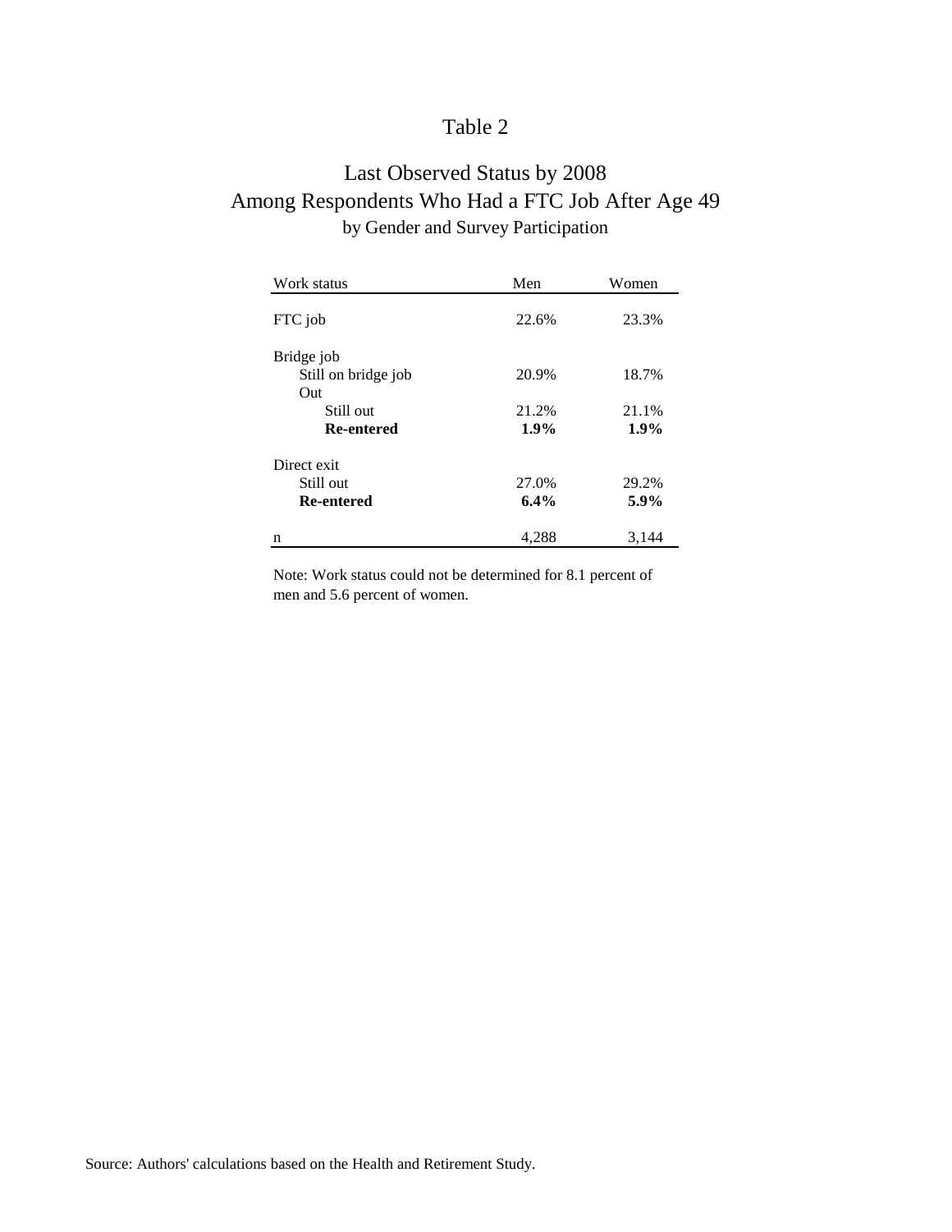# Table 2

## Last Observed Status by 2008
## Among Respondents Who Had a FTC Job After Age 49
### by Gender and Survey Participation

| Work status | Men | Women |
|---|---|---|
| FTC job | 22.6% | 23.3% |
| Bridge job | | |
| Still on bridge job | 20.9% | 18.7% |
| Out | | |
| Still out | 21.2% | 21.1% |
| **Re-entered** | **1.9%** | **1.9%** |
| Direct exit | | |
| Still out | 27.0% | 29.2% |
| **Re-entered** | **6.4%** | **5.9%** |
| n | 4,288 | 3,144 |

Note: Work status could not be determined for 8.1 percent of men and 5.6 percent of women.

Source: Authors' calculations based on the Health and Retirement Study.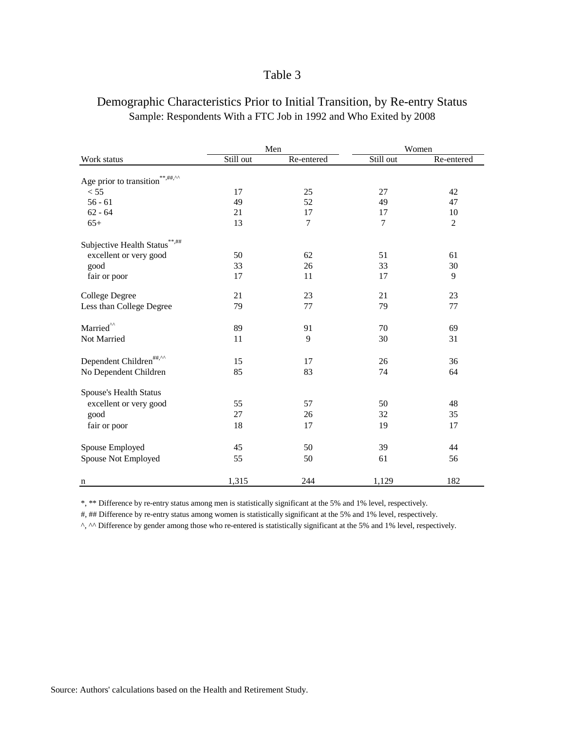# Table 3

## Demographic Characteristics Prior to Initial Transition, by Re-entry Status

Sample: Respondents With a FTC Job in 1992 and Who Exited by 2008

| | Men | | Women | |
|---|---|---|---|---|
| Work status | Still out | Re-entered | Still out | Re-entered |
| Age prior to transition**,##,^^ | | | | |
| < 55 | 17 | 25 | 27 | 42 |
| 56 - 61 | 49 | 52 | 49 | 47 |
| 62 - 64 | 21 | 17 | 17 | 10 |
| 65+ | 13 | 7 | 7 | 2 |
| Subjective Health Status**,## | | | | |
| excellent or very good | 50 | 62 | 51 | 61 |
| good | 33 | 26 | 33 | 30 |
| fair or poor | 17 | 11 | 17 | 9 |
| College Degree | 21 | 23 | 21 | 23 |
| Less than College Degree | 79 | 77 | 79 | 77 |
| Married^^ | 89 | 91 | 70 | 69 |
| Not Married | 11 | 9 | 30 | 31 |
| Dependent Children##,^^ | 15 | 17 | 26 | 36 |
| No Dependent Children | 85 | 83 | 74 | 64 |
| Spouse's Health Status | | | | |
| excellent or very good | 55 | 57 | 50 | 48 |
| good | 27 | 26 | 32 | 35 |
| fair or poor | 18 | 17 | 19 | 17 |
| Spouse Employed | 45 | 50 | 39 | 44 |
| Spouse Not Employed | 55 | 50 | 61 | 56 |
| n | 1,315 | 244 | 1,129 | 182 |

*, ** Difference by re-entry status among men is statistically significant at the 5% and 1% level, respectively.

#, ## Difference by re-entry status among women is statistically significant at the 5% and 1% level, respectively.

^, ^^ Difference by gender among those who re-entered is statistically significant at the 5% and 1% level, respectively.

Source: Authors' calculations based on the Health and Retirement Study.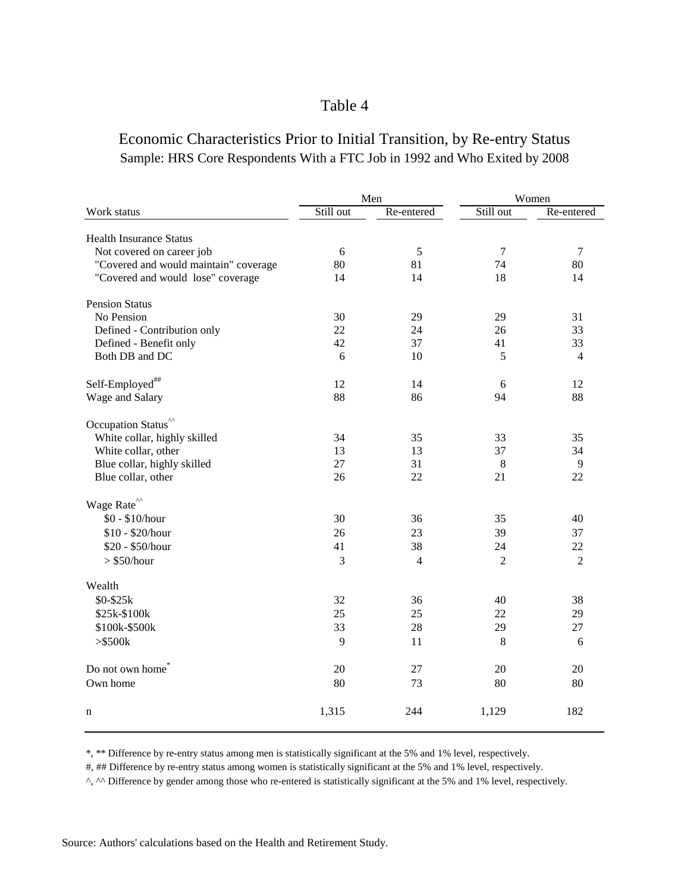# Table 4

## Economic Characteristics Prior to Initial Transition, by Re-entry Status

Sample: HRS Core Respondents With a FTC Job in 1992 and Who Exited by 2008

| | Men | | Women | |
|---|---|---|---|---|
| Work status | Still out | Re-entered | Still out | Re-entered |
| **Health Insurance Status** | | | | |
| Not covered on career job | 6 | 5 | 7 | 7 |
| "Covered and would maintain" coverage | 80 | 81 | 74 | 80 |
| "Covered and would lose" coverage | 14 | 14 | 18 | 14 |
| **Pension Status** | | | | |
| No Pension | 30 | 29 | 29 | 31 |
| Defined - Contribution only | 22 | 24 | 26 | 33 |
| Defined - Benefit only | 42 | 37 | 41 | 33 |
| Both DB and DC | 6 | 10 | 5 | 4 |
| Self-Employed## | 12 | 14 | 6 | 12 |
| Wage and Salary | 88 | 86 | 94 | 88 |
| **Occupation Status^^** | | | | |
| White collar, highly skilled | 34 | 35 | 33 | 35 |
| White collar, other | 13 | 13 | 37 | 34 |
| Blue collar, highly skilled | 27 | 31 | 8 | 9 |
| Blue collar, other | 26 | 22 | 21 | 22 |
| **Wage Rate^^** | | | | |
| $0 - $10/hour | 30 | 36 | 35 | 40 |
| $10 - $20/hour | 26 | 23 | 39 | 37 |
| $20 - $50/hour | 41 | 38 | 24 | 22 |
| > $50/hour | 3 | 4 | 2 | 2 |
| **Wealth** | | | | |
| $0-$25k | 32 | 36 | 40 | 38 |
| $25k-$100k | 25 | 25 | 22 | 29 |
| $100k-$500k | 33 | 28 | 29 | 27 |
| >$500k | 9 | 11 | 8 | 6 |
| Do not own home* | 20 | 27 | 20 | 20 |
| Own home | 80 | 73 | 80 | 80 |
| n | 1,315 | 244 | 1,129 | 182 |

*, ** Difference by re-entry status among men is statistically significant at the 5% and 1% level, respectively.

#, ## Difference by re-entry status among women is statistically significant at the 5% and 1% level, respectively.

^, ^^ Difference by gender among those who re-entered is statistically significant at the 5% and 1% level, respectively.

Source: Authors' calculations based on the Health and Retirement Study.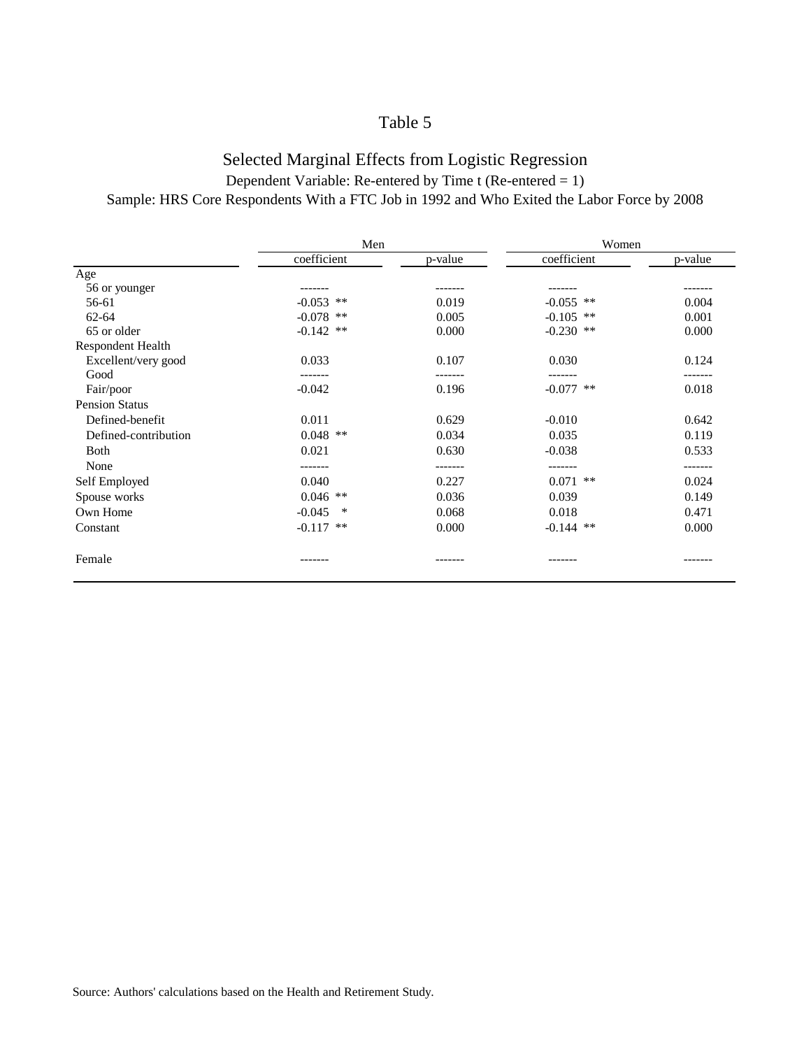# Table 5

## Selected Marginal Effects from Logistic Regression

Dependent Variable: Re-entered by Time t (Re-entered = 1)

Sample: HRS Core Respondents With a FTC Job in 1992 and Who Exited the Labor Force by 2008

| | Men | | Women | |
|---|---|---|---|---|
| | coefficient | p-value | coefficient | p-value |
| Age | | | | |
| 56 or younger | ------- | ------- | ------- | ------- |
| 56-61 | -0.053 ** | 0.019 | -0.055 ** | 0.004 |
| 62-64 | -0.078 ** | 0.005 | -0.105 ** | 0.001 |
| 65 or older | -0.142 ** | 0.000 | -0.230 ** | 0.000 |
| Respondent Health | | | | |
| Excellent/very good | 0.033 | 0.107 | 0.030 | 0.124 |
| Good | ------- | ------- | ------- | ------- |
| Fair/poor | -0.042 | 0.196 | -0.077 ** | 0.018 |
| Pension Status | | | | |
| Defined-benefit | 0.011 | 0.629 | -0.010 | 0.642 |
| Defined-contribution | 0.048 ** | 0.034 | 0.035 | 0.119 |
| Both | 0.021 | 0.630 | -0.038 | 0.533 |
| None | ------- | ------- | ------- | ------- |
| Self Employed | 0.040 | 0.227 | 0.071 ** | 0.024 |
| Spouse works | 0.046 ** | 0.036 | 0.039 | 0.149 |
| Own Home | -0.045 * | 0.068 | 0.018 | 0.471 |
| Constant | -0.117 ** | 0.000 | -0.144 ** | 0.000 |
| Female | ------- | ------- | ------- | ------- |

Source: Authors' calculations based on the Health and Retirement Study.